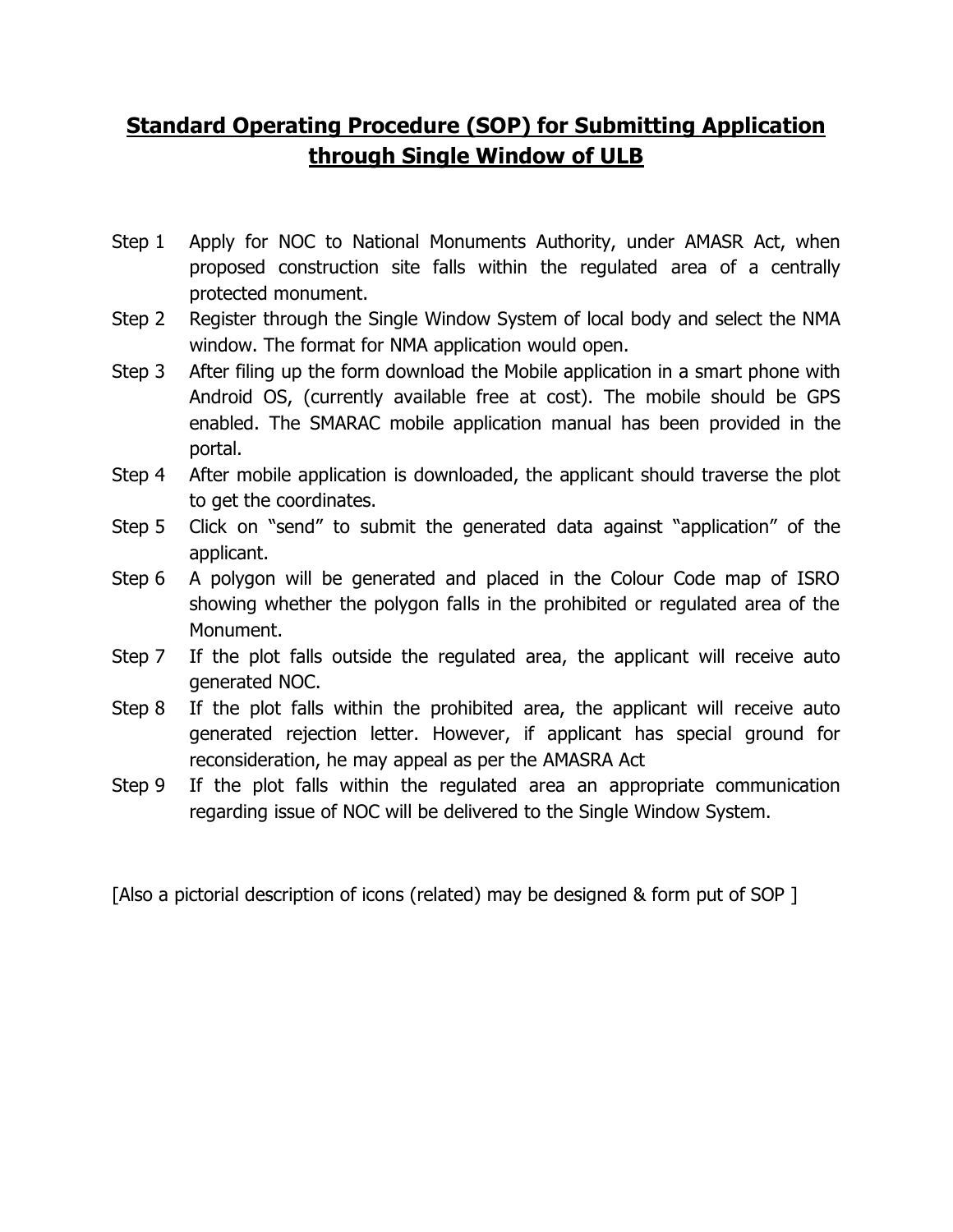# **Standard Operating Procedure (SOP) for Submitting Application through Single Window of ULB**

Step 1 Apply for NOC to National Monuments Authority, under AMASR Act, when proposed construction site falls within the regulated area of a centrally protected monument.

Step 2 Register through the Single Window System of local body and select the NMA window. The format for NMA application would open.

Step 3 After filing up the form download the Mobile application in a smart phone with Android OS, (currently available free at cost). The mobile should be GPS enabled. The SMARAC mobile application manual has been provided in the portal.

Step 4 After mobile application is downloaded, the applicant should traverse the plot to get the coordinates.

Step 5 Click on "send" to submit the generated data against "application" of the applicant.

Step 6 A polygon will be generated and placed in the Colour Code map of ISRO showing whether the polygon falls in the prohibited or regulated area of the Monument.

Step 7 If the plot falls outside the regulated area, the applicant will receive auto generated NOC.

Step 8 If the plot falls within the prohibited area, the applicant will receive auto generated rejection letter. However, if applicant has special ground for reconsideration, he may appeal as per the AMASRA Act

Step 9 If the plot falls within the regulated area an appropriate communication regarding issue of NOC will be delivered to the Single Window System.

[Also a pictorial description of icons (related) may be designed & form put of SOP ]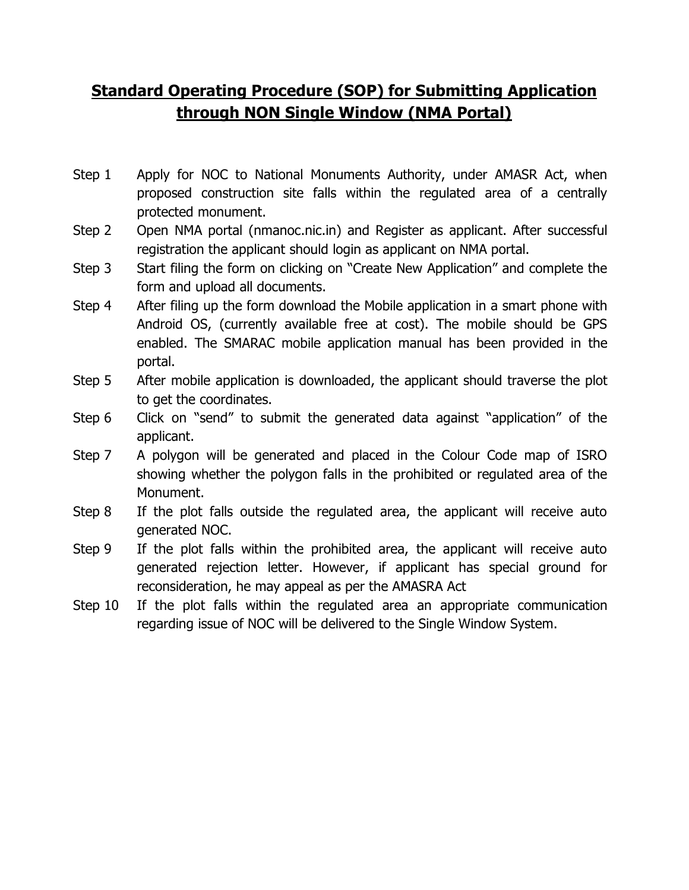# **Standard Operating Procedure (SOP) for Submitting Application through NON Single Window (NMA Portal)**

| | |
|---|---|
| Step 1 | Apply for NOC to National Monuments Authority, under AMASR Act, when proposed construction site falls within the regulated area of a centrally protected monument. |
| Step 2 | Open NMA portal (nmanoc.nic.in) and Register as applicant. After successful registration the applicant should login as applicant on NMA portal. |
| Step 3 | Start filing the form on clicking on "Create New Application" and complete the form and upload all documents. |
| Step 4 | After filing up the form download the Mobile application in a smart phone with Android OS, (currently available free at cost). The mobile should be GPS enabled. The SMARAC mobile application manual has been provided in the portal. |
| Step 5 | After mobile application is downloaded, the applicant should traverse the plot to get the coordinates. |
| Step 6 | Click on "send" to submit the generated data against "application" of the applicant. |
| Step 7 | A polygon will be generated and placed in the Colour Code map of ISRO showing whether the polygon falls in the prohibited or regulated area of the Monument. |
| Step 8 | If the plot falls outside the regulated area, the applicant will receive auto generated NOC. |
| Step 9 | If the plot falls within the prohibited area, the applicant will receive auto generated rejection letter. However, if applicant has special ground for reconsideration, he may appeal as per the AMASRA Act |
| Step 10 | If the plot falls within the regulated area an appropriate communication regarding issue of NOC will be delivered to the Single Window System. |